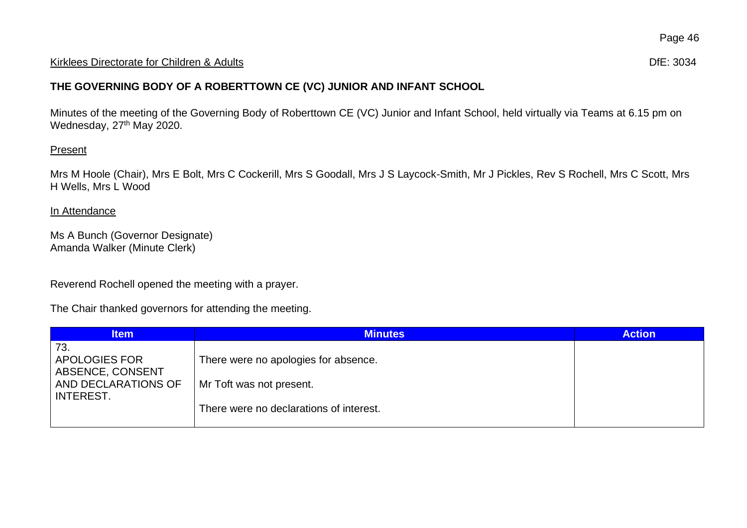Kirklees Directorate for Children & Adults DfE: 3034

# THE GOVERNING BODY OF A ROBERTTOWN CE (VC) JUNIOR AND INFANT SCHOOL

Minutes of the meeting of the Governing Body of Roberttown CE (VC) Junior and Infant School, held virtually via Teams at 6.15 pm on Wednesday, 27th May 2020.

Present

Mrs M Hoole (Chair), Mrs E Bolt, Mrs C Cockerill, Mrs S Goodall, Mrs J S Laycock-Smith, Mr J Pickles, Rev S Rochell, Mrs C Scott, Mrs H Wells, Mrs L Wood

In Attendance

Ms A Bunch (Governor Designate)
Amanda Walker (Minute Clerk)

Reverend Rochell opened the meeting with a prayer.

The Chair thanked governors for attending the meeting.

| Item | Minutes | Action |
|---|---|---|
| 73. APOLOGIES FOR ABSENCE, CONSENT AND DECLARATIONS OF INTEREST. | There were no apologies for absence.<br><br>Mr Toft was not present.<br><br>There were no declarations of interest. | |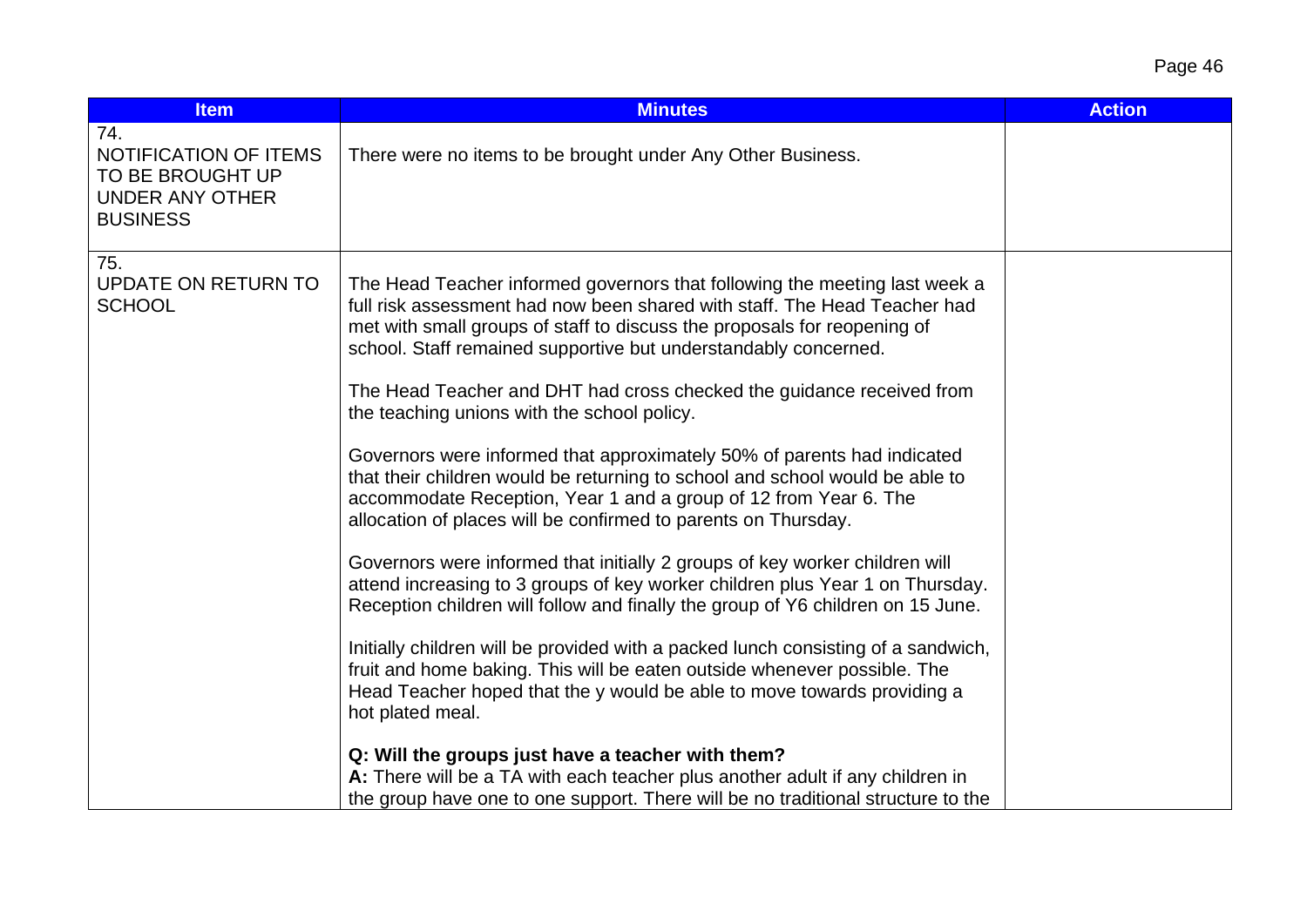| Item | Minutes | Action |
| --- | --- | --- |
| 74. NOTIFICATION OF ITEMS TO BE BROUGHT UP UNDER ANY OTHER BUSINESS | There were no items to be brought under Any Other Business. | |
| 75. UPDATE ON RETURN TO SCHOOL | The Head Teacher informed governors that following the meeting last week a full risk assessment had now been shared with staff. The Head Teacher had met with small groups of staff to discuss the proposals for reopening of school. Staff remained supportive but understandably concerned.<br><br>The Head Teacher and DHT had cross checked the guidance received from the teaching unions with the school policy.<br><br>Governors were informed that approximately 50% of parents had indicated that their children would be returning to school and school would be able to accommodate Reception, Year 1 and a group of 12 from Year 6. The allocation of places will be confirmed to parents on Thursday.<br><br>Governors were informed that initially 2 groups of key worker children will attend increasing to 3 groups of key worker children plus Year 1 on Thursday. Reception children will follow and finally the group of Y6 children on 15 June.<br><br>Initially children will be provided with a packed lunch consisting of a sandwich, fruit and home baking. This will be eaten outside whenever possible. The Head Teacher hoped that the y would be able to move towards providing a hot plated meal.<br><br>**Q: Will the groups just have a teacher with them?**<br>**A:** There will be a TA with each teacher plus another adult if any children in the group have one to one support. There will be no traditional structure to the | |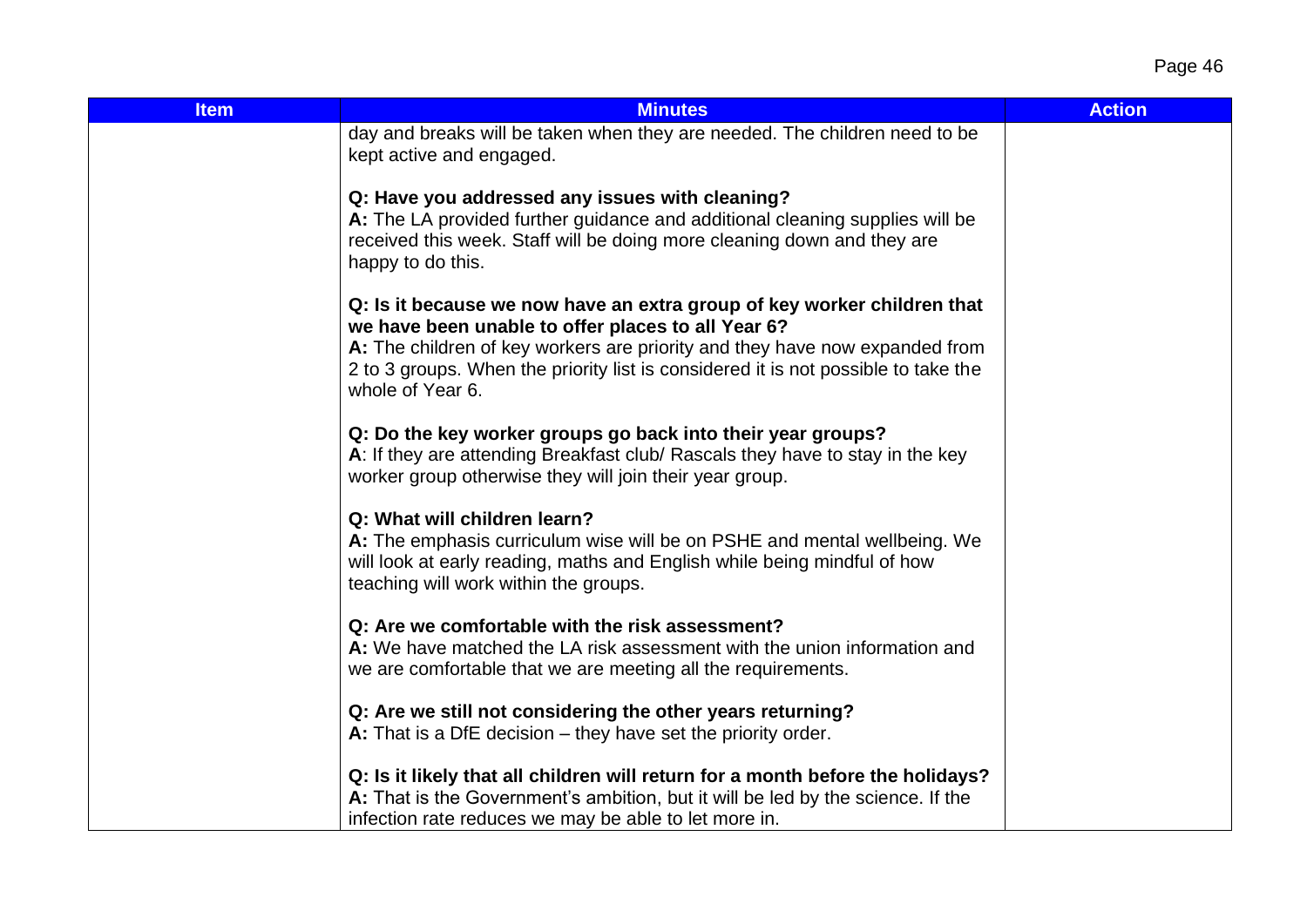| Item | Minutes | Action |
|---|---|---|
| | day and breaks will be taken when they are needed. The children need to be kept active and engaged.<br><br>**Q: Have you addressed any issues with cleaning?**<br>**A:** The LA provided further guidance and additional cleaning supplies will be received this week. Staff will be doing more cleaning down and they are happy to do this.<br><br>**Q: Is it because we now have an extra group of key worker children that we have been unable to offer places to all Year 6?**<br>**A:** The children of key workers are priority and they have now expanded from 2 to 3 groups. When the priority list is considered it is not possible to take the whole of Year 6.<br><br>**Q: Do the key worker groups go back into their year groups?**<br>**A**: If they are attending Breakfast club/ Rascals they have to stay in the key worker group otherwise they will join their year group.<br><br>**Q: What will children learn?**<br>**A:** The emphasis curriculum wise will be on PSHE and mental wellbeing. We will look at early reading, maths and English while being mindful of how teaching will work within the groups.<br><br>**Q: Are we comfortable with the risk assessment?**<br>**A:** We have matched the LA risk assessment with the union information and we are comfortable that we are meeting all the requirements.<br><br>**Q: Are we still not considering the other years returning?**<br>**A:** That is a DfE decision – they have set the priority order.<br><br>**Q: Is it likely that all children will return for a month before the holidays?**<br>**A:** That is the Government's ambition, but it will be led by the science. If the infection rate reduces we may be able to let more in. | |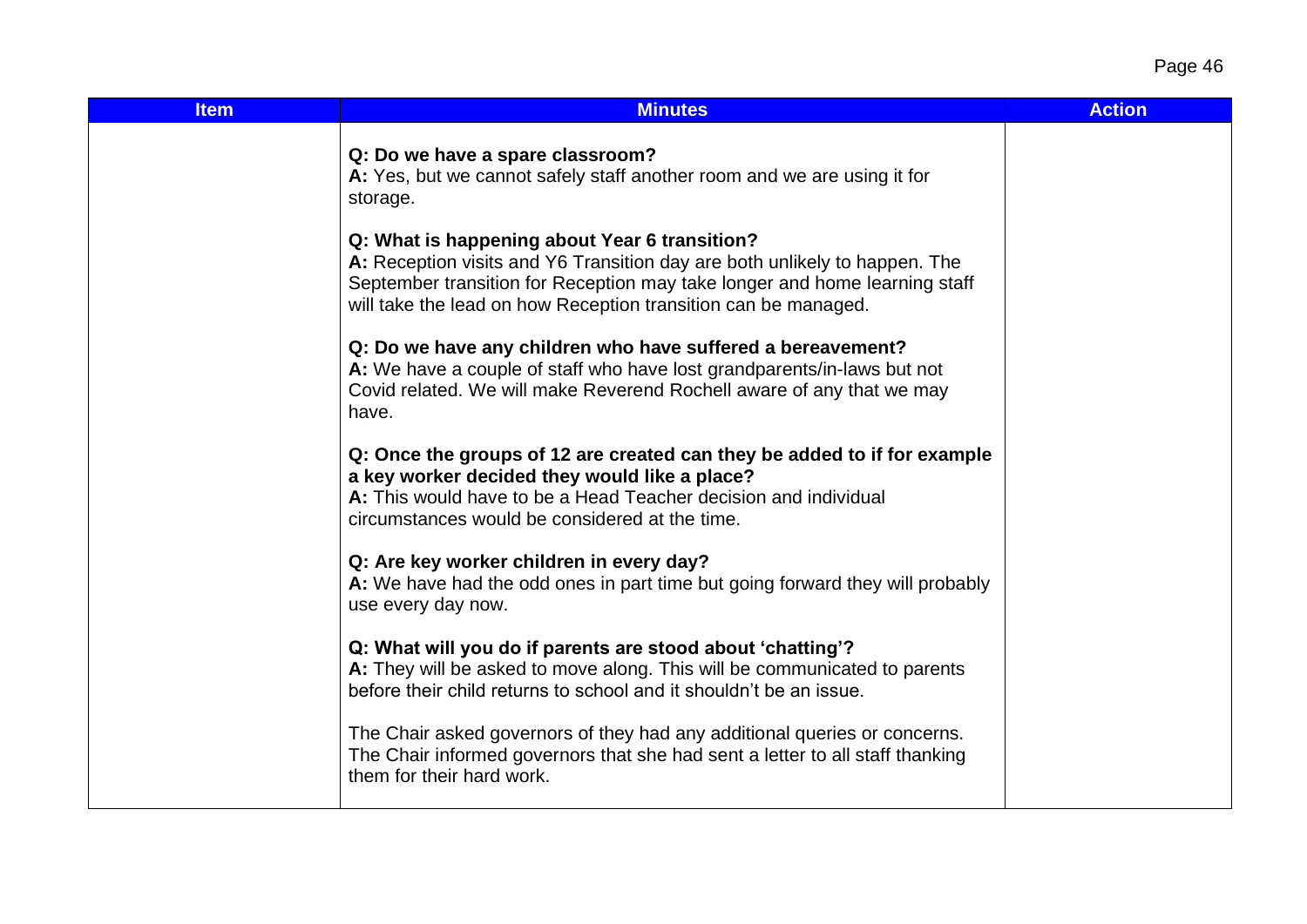| Item | Minutes | Action |
|---|---|---|
| | **Q: Do we have a spare classroom?**<br>**A:** Yes, but we cannot safely staff another room and we are using it for storage.<br><br>**Q: What is happening about Year 6 transition?**<br>**A:** Reception visits and Y6 Transition day are both unlikely to happen. The September transition for Reception may take longer and home learning staff will take the lead on how Reception transition can be managed.<br><br>**Q: Do we have any children who have suffered a bereavement?**<br>**A:** We have a couple of staff who have lost grandparents/in-laws but not Covid related. We will make Reverend Rochell aware of any that we may have.<br><br>**Q: Once the groups of 12 are created can they be added to if for example a key worker decided they would like a place?**<br>**A:** This would have to be a Head Teacher decision and individual circumstances would be considered at the time.<br><br>**Q: Are key worker children in every day?**<br>**A:** We have had the odd ones in part time but going forward they will probably use every day now.<br><br>**Q: What will you do if parents are stood about 'chatting'?**<br>**A:** They will be asked to move along. This will be communicated to parents before their child returns to school and it shouldn't be an issue.<br><br>The Chair asked governors of they had any additional queries or concerns. The Chair informed governors that she had sent a letter to all staff thanking them for their hard work. | |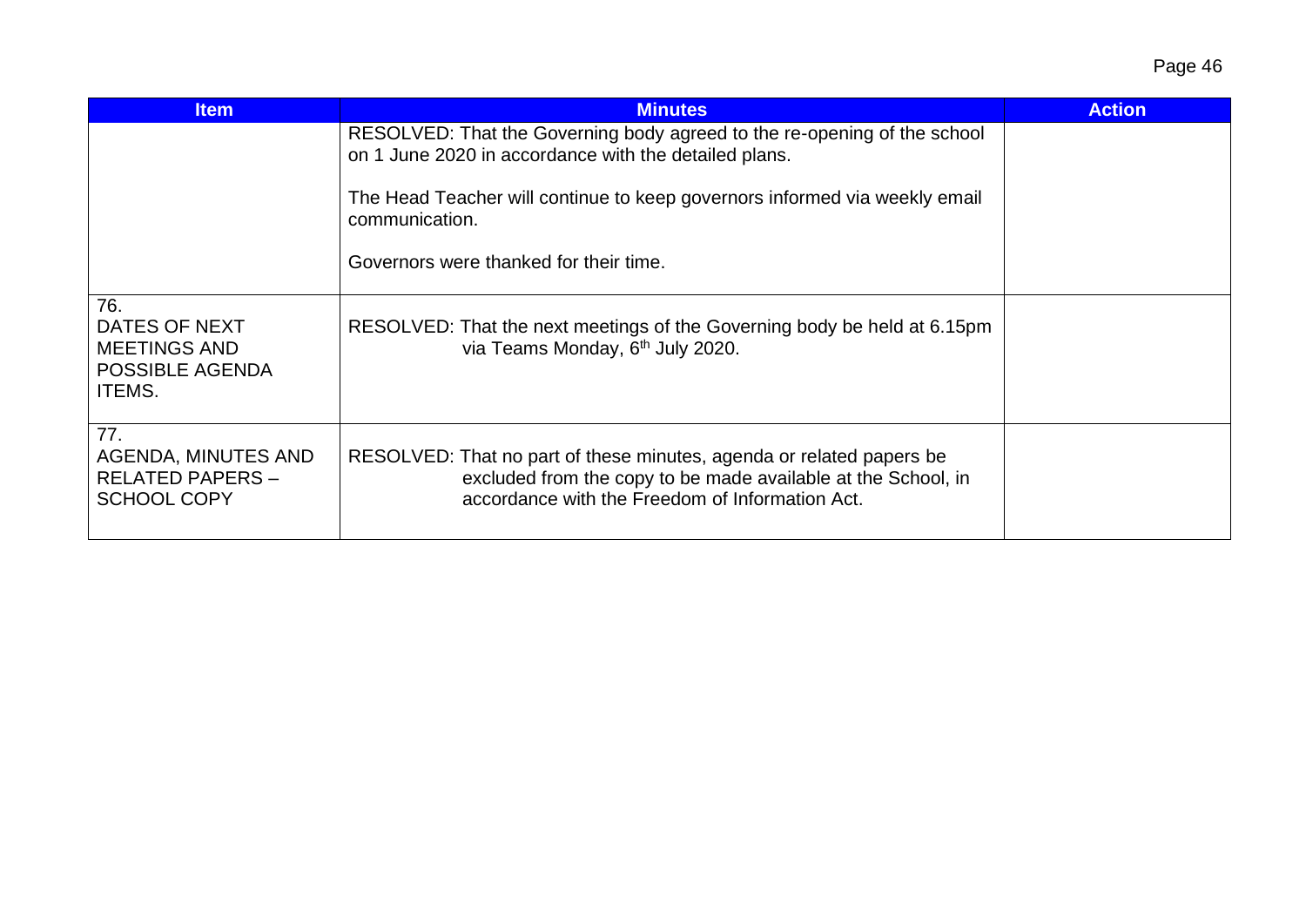| Item | Minutes | Action |
|---|---|---|
| | RESOLVED: That the Governing body agreed to the re-opening of the school on 1 June 2020 in accordance with the detailed plans.<br><br>The Head Teacher will continue to keep governors informed via weekly email communication.<br><br>Governors were thanked for their time. | |
| 76.<br>DATES OF NEXT MEETINGS AND POSSIBLE AGENDA ITEMS. | RESOLVED: That the next meetings of the Governing body be held at 6.15pm via Teams Monday, 6th July 2020. | |
| 77.<br>AGENDA, MINUTES AND RELATED PAPERS – SCHOOL COPY | RESOLVED: That no part of these minutes, agenda or related papers be excluded from the copy to be made available at the School, in accordance with the Freedom of Information Act. | |